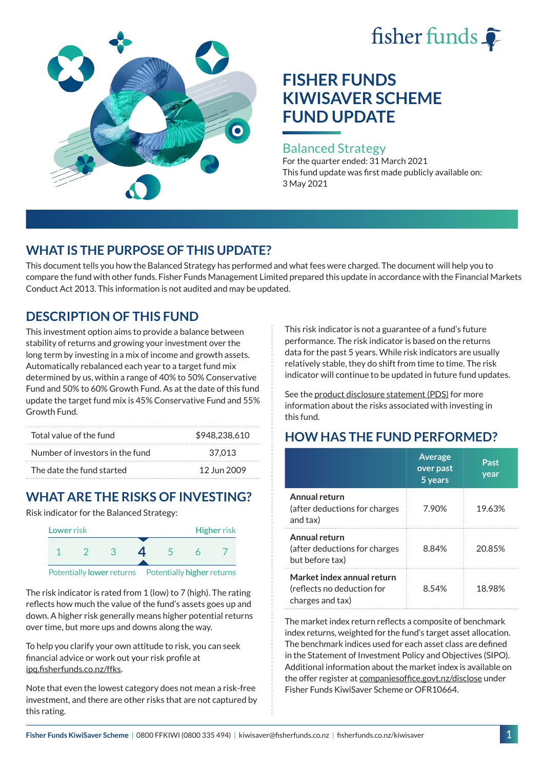fisher funds

# FISHER FUNDS KIWISAVER SCHEME FUND UPDATE

## Balanced Strategy

For the quarter ended: 31 March 2021

This fund update was first made publicly available on: 3 May 2021

## WHAT IS THE PURPOSE OF THIS UPDATE?

This document tells you how the Balanced Strategy has performed and what fees were charged. The document will help you to compare the fund with other funds. Fisher Funds Management Limited prepared this update in accordance with the Financial Markets Conduct Act 2013. This information is not audited and may be updated.

## DESCRIPTION OF THIS FUND

This investment option aims to provide a balance between stability of returns and growing your investment over the long term by investing in a mix of income and growth assets. Automatically rebalanced each year to a target fund mix determined by us, within a range of 40% to 50% Conservative Fund and 50% to 60% Growth Fund. As at the date of this fund update the target fund mix is 45% Conservative Fund and 55% Growth Fund.

| | |
|---|---|
| Total value of the fund | $948,238,610 |
| Number of investors in the fund | 37,013 |
| The date the fund started | 12 Jun 2009 |

## WHAT ARE THE RISKS OF INVESTING?

Risk indicator for the Balanced Strategy:

| Lower risk | | | | | | Higher risk |
|---|---|---|---|---|---|---|
| 1 | 2 | 3 | **4** | 5 | 6 | 7 |

Potentially **lower** returns — Potentially **higher** returns

The risk indicator is rated from 1 (low) to 7 (high). The rating reflects how much the value of the fund's assets goes up and down. A higher risk generally means higher potential returns over time, but more ups and downs along the way.

To help you clarify your own attitude to risk, you can seek financial advice or work out your risk profile at ipq.fisherfunds.co.nz/ffks.

Note that even the lowest category does not mean a risk-free investment, and there are other risks that are not captured by this rating.

This risk indicator is not a guarantee of a fund's future performance. The risk indicator is based on the returns data for the past 5 years. While risk indicators are usually relatively stable, they do shift from time to time. The risk indicator will continue to be updated in future fund updates.

See the product disclosure statement (PDS) for more information about the risks associated with investing in this fund.

## HOW HAS THE FUND PERFORMED?

| | Average over past 5 years | Past year |
|---|---|---|
| **Annual return** (after deductions for charges and tax) | 7.90% | 19.63% |
| **Annual return** (after deductions for charges but before tax) | 8.84% | 20.85% |
| **Market index annual return** (reflects no deduction for charges and tax) | 8.54% | 18.98% |

The market index return reflects a composite of benchmark index returns, weighted for the fund's target asset allocation. The benchmark indices used for each asset class are defined in the Statement of Investment Policy and Objectives (SIPO). Additional information about the market index is available on the offer register at companiesoffice.govt.nz/disclose under Fisher Funds KiwiSaver Scheme or OFR10664.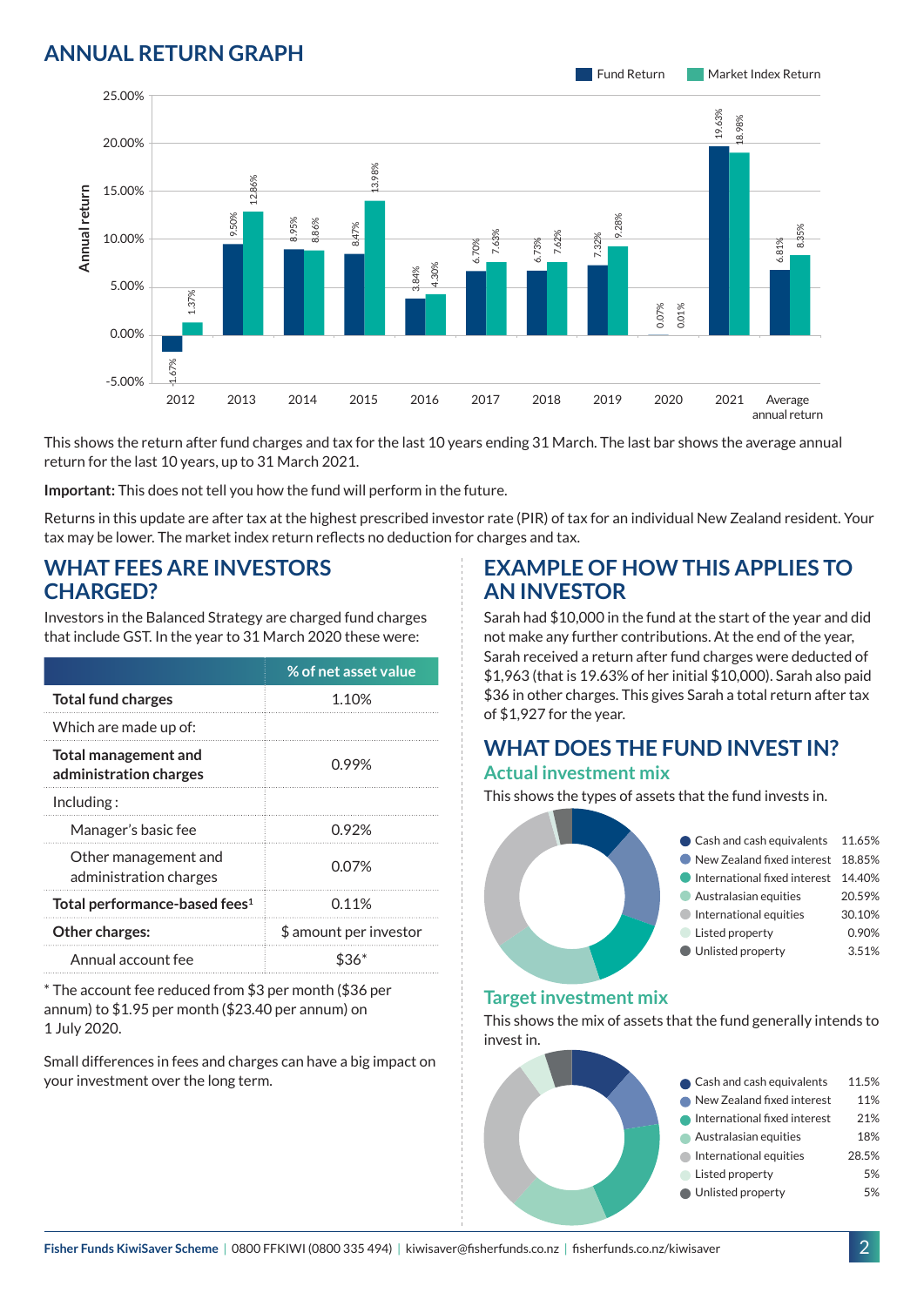## ANNUAL RETURN GRAPH

| Year | Fund Return | Market Index Return |
|---|---|---|
| 2012 | -1.67% | 1.37% |
| 2013 | 9.50% | 12.86% |
| 2014 | 8.95% | 8.86% |
| 2015 | 8.47% | 13.98% |
| 2016 | 3.84% | 4.30% |
| 2017 | 6.70% | 7.63% |
| 2018 | 6.73% | 7.62% |
| 2019 | 7.32% | 9.28% |
| 2020 | 0.07% | 0.01% |
| 2021 | 19.63% | 18.98% |
| Average annual return | 6.81% | 8.35% |

This shows the return after fund charges and tax for the last 10 years ending 31 March. The last bar shows the average annual return for the last 10 years, up to 31 March 2021.

**Important:** This does not tell you how the fund will perform in the future.

Returns in this update are after tax at the highest prescribed investor rate (PIR) of tax for an individual New Zealand resident. Your tax may be lower. The market index return reflects no deduction for charges and tax.

## WHAT FEES ARE INVESTORS CHARGED?

Investors in the Balanced Strategy are charged fund charges that include GST. In the year to 31 March 2020 these were:

| | % of net asset value |
|---|---|
| **Total fund charges** | 1.10% |
| Which are made up of: | |
| **Total management and administration charges** | 0.99% |
| Including : | |
| Manager's basic fee | 0.92% |
| Other management and administration charges | 0.07% |
| **Total performance-based fees[1]** | 0.11% |
| **Other charges:** | $ amount per investor |
| Annual account fee | $36* |

* The account fee reduced from $3 per month ($36 per annum) to $1.95 per month ($23.40 per annum) on 1 July 2020.

Small differences in fees and charges can have a big impact on your investment over the long term.

## EXAMPLE OF HOW THIS APPLIES TO AN INVESTOR

Sarah had $10,000 in the fund at the start of the year and did not make any further contributions. At the end of the year, Sarah received a return after fund charges were deducted of $1,963 (that is 19.63% of her initial $10,000). Sarah also paid $36 in other charges. This gives Sarah a total return after tax of $1,927 for the year.

## WHAT DOES THE FUND INVEST IN?

### Actual investment mix

This shows the types of assets that the fund invests in.

| Asset type | % |
|---|---|
| Cash and cash equivalents | 11.65% |
| New Zealand fixed interest | 18.85% |
| International fixed interest | 14.40% |
| Australasian equities | 20.59% |
| International equities | 30.10% |
| Listed property | 0.90% |
| Unlisted property | 3.51% |

### Target investment mix

This shows the mix of assets that the fund generally intends to invest in.

| Asset type | % |
|---|---|
| Cash and cash equivalents | 11.5% |
| New Zealand fixed interest | 11% |
| International fixed interest | 21% |
| Australasian equities | 18% |
| International equities | 28.5% |
| Listed property | 5% |
| Unlisted property | 5% |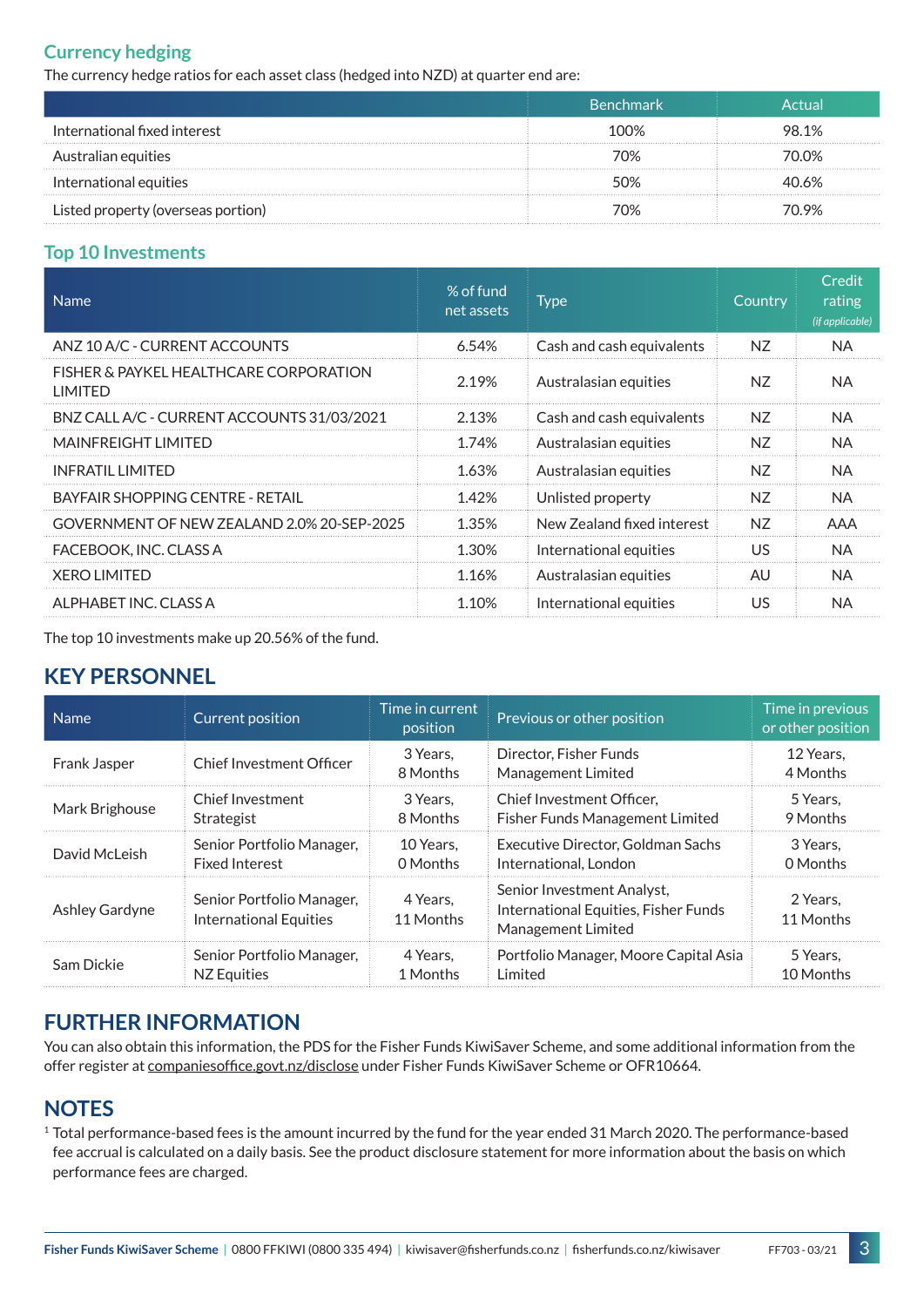## Currency hedging

The currency hedge ratios for each asset class (hedged into NZD) at quarter end are:

| | Benchmark | Actual |
|---|---|---|
| International fixed interest | 100% | 98.1% |
| Australian equities | 70% | 70.0% |
| International equities | 50% | 40.6% |
| Listed property (overseas portion) | 70% | 70.9% |

## Top 10 Investments

| Name | % of fund net assets | Type | Country | Credit rating *(if applicable)* |
|---|---|---|---|---|
| ANZ 10 A/C - CURRENT ACCOUNTS | 6.54% | Cash and cash equivalents | NZ | NA |
| FISHER & PAYKEL HEALTHCARE CORPORATION LIMITED | 2.19% | Australasian equities | NZ | NA |
| BNZ CALL A/C - CURRENT ACCOUNTS 31/03/2021 | 2.13% | Cash and cash equivalents | NZ | NA |
| MAINFREIGHT LIMITED | 1.74% | Australasian equities | NZ | NA |
| INFRATIL LIMITED | 1.63% | Australasian equities | NZ | NA |
| BAYFAIR SHOPPING CENTRE - RETAIL | 1.42% | Unlisted property | NZ | NA |
| GOVERNMENT OF NEW ZEALAND 2.0% 20-SEP-2025 | 1.35% | New Zealand fixed interest | NZ | AAA |
| FACEBOOK, INC. CLASS A | 1.30% | International equities | US | NA |
| XERO LIMITED | 1.16% | Australasian equities | AU | NA |
| ALPHABET INC. CLASS A | 1.10% | International equities | US | NA |

The top 10 investments make up 20.56% of the fund.

## KEY PERSONNEL

| Name | Current position | Time in current position | Previous or other position | Time in previous or other position |
|---|---|---|---|---|
| Frank Jasper | Chief Investment Officer | 3 Years, 8 Months | Director, Fisher Funds Management Limited | 12 Years, 4 Months |
| Mark Brighouse | Chief Investment Strategist | 3 Years, 8 Months | Chief Investment Officer, Fisher Funds Management Limited | 5 Years, 9 Months |
| David McLeish | Senior Portfolio Manager, Fixed Interest | 10 Years, 0 Months | Executive Director, Goldman Sachs International, London | 3 Years, 0 Months |
| Ashley Gardyne | Senior Portfolio Manager, International Equities | 4 Years, 11 Months | Senior Investment Analyst, International Equities, Fisher Funds Management Limited | 2 Years, 11 Months |
| Sam Dickie | Senior Portfolio Manager, NZ Equities | 4 Years, 1 Months | Portfolio Manager, Moore Capital Asia Limited | 5 Years, 10 Months |

## FURTHER INFORMATION

You can also obtain this information, the PDS for the Fisher Funds KiwiSaver Scheme, and some additional information from the offer register at companiesoffice.govt.nz/disclose under Fisher Funds KiwiSaver Scheme or OFR10664.

## NOTES

[1] Total performance-based fees is the amount incurred by the fund for the year ended 31 March 2020. The performance-based fee accrual is calculated on a daily basis. See the product disclosure statement for more information about the basis on which performance fees are charged.